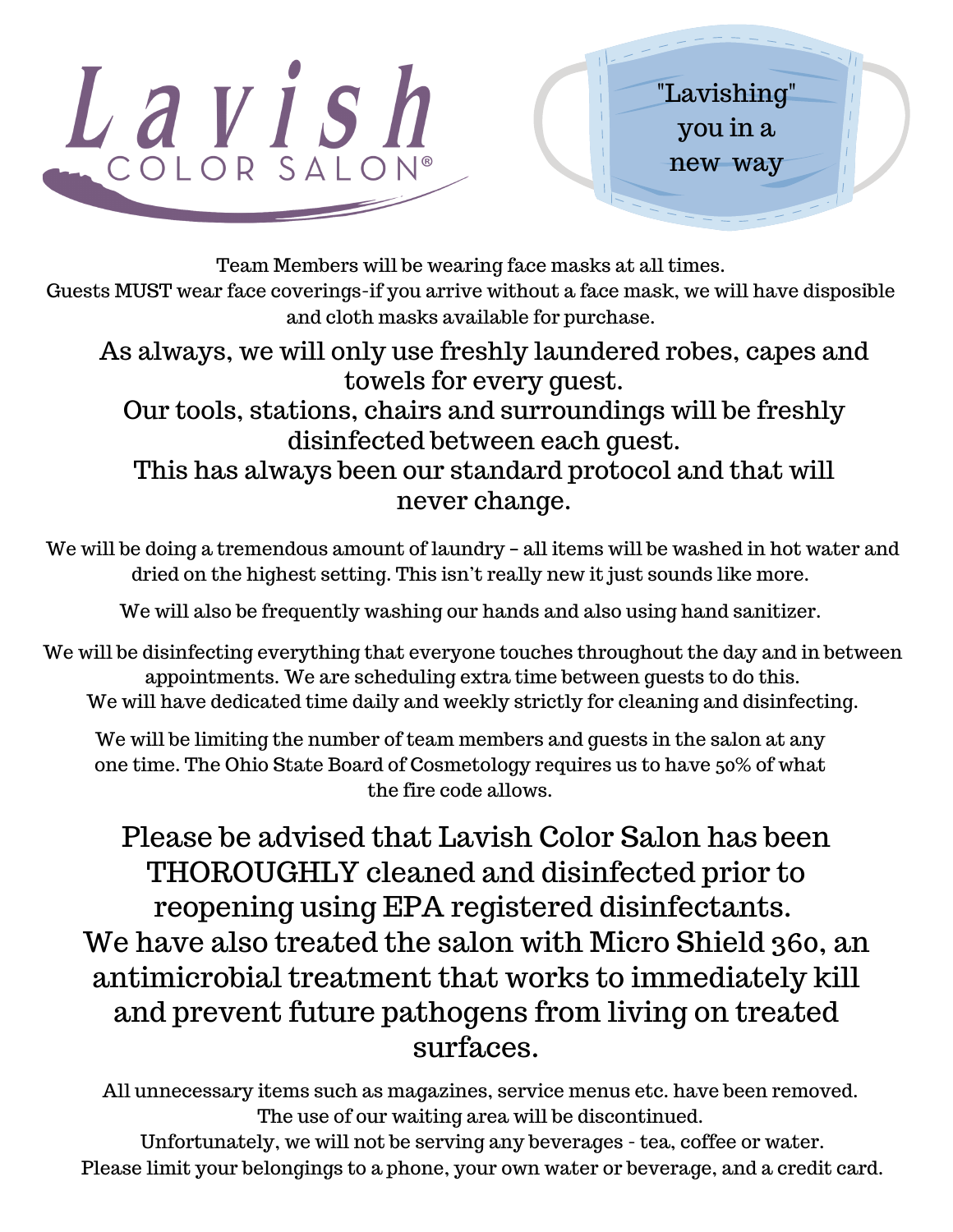# Lavish COLOR SALON®

"Lavishing" you in a new way

Team Members will be wearing face masks at all times.
Guests MUST wear face coverings-if you arrive without a face mask, we will have disposible and cloth masks available for purchase.

## As always, we will only use freshly laundered robes, capes and towels for every guest.
## Our tools, stations, chairs and surroundings will be freshly disinfected between each guest.
## This has always been our standard protocol and that will never change.

We will be doing a tremendous amount of laundry – all items will be washed in hot water and dried on the highest setting. This isn't really new it just sounds like more.

We will also be frequently washing our hands and also using hand sanitizer.

We will be disinfecting everything that everyone touches throughout the day and in between appointments. We are scheduling extra time between guests to do this.
We will have dedicated time daily and weekly strictly for cleaning and disinfecting.

We will be limiting the number of team members and guests in the salon at any one time. The Ohio State Board of Cosmetology requires us to have 50% of what the fire code allows.

## Please be advised that Lavish Color Salon has been THOROUGHLY cleaned and disinfected prior to reopening using EPA registered disinfectants.
## We have also treated the salon with Micro Shield 360, an antimicrobial treatment that works to immediately kill and prevent future pathogens from living on treated surfaces.

All unnecessary items such as magazines, service menus etc. have been removed.
The use of our waiting area will be discontinued.
Unfortunately, we will not be serving any beverages - tea, coffee or water.
Please limit your belongings to a phone, your own water or beverage, and a credit card.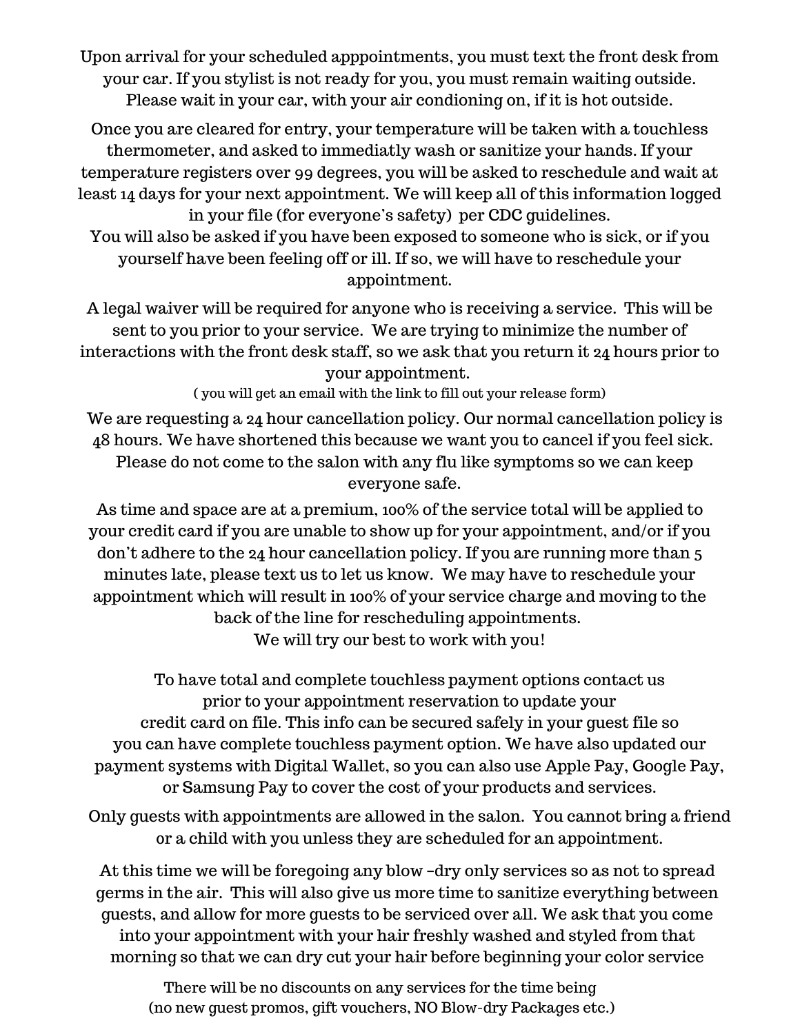Upon arrival for your scheduled apppointments, you must text the front desk from your car. If you stylist is not ready for you, you must remain waiting outside. Please wait in your car, with your air condioning on, if it is hot outside.

Once you are cleared for entry, your temperature will be taken with a touchless thermometer, and asked to immediatly wash or sanitize your hands. If your temperature registers over 99 degrees, you will be asked to reschedule and wait at least 14 days for your next appointment. We will keep all of this information logged in your file (for everyone's safety) per CDC guidelines.
You will also be asked if you have been exposed to someone who is sick, or if you yourself have been feeling off or ill. If so, we will have to reschedule your appointment.

A legal waiver will be required for anyone who is receiving a service. This will be sent to you prior to your service. We are trying to minimize the number of interactions with the front desk staff, so we ask that you return it 24 hours prior to your appointment.
( you will get an email with the link to fill out your release form)

We are requesting a 24 hour cancellation policy. Our normal cancellation policy is 48 hours. We have shortened this because we want you to cancel if you feel sick. Please do not come to the salon with any flu like symptoms so we can keep everyone safe.

As time and space are at a premium, 100% of the service total will be applied to your credit card if you are unable to show up for your appointment, and/or if you don't adhere to the 24 hour cancellation policy. If you are running more than 5 minutes late, please text us to let us know. We may have to reschedule your appointment which will result in 100% of your service charge and moving to the back of the line for rescheduling appointments.
We will try our best to work with you!

To have total and complete touchless payment options contact us prior to your appointment reservation to update your credit card on file. This info can be secured safely in your guest file so you can have complete touchless payment option. We have also updated our payment systems with Digital Wallet, so you can also use Apple Pay, Google Pay, or Samsung Pay to cover the cost of your products and services.

Only guests with appointments are allowed in the salon. You cannot bring a friend or a child with you unless they are scheduled for an appointment.

At this time we will be foregoing any blow -dry only services so as not to spread germs in the air. This will also give us more time to sanitize everything between guests, and allow for more guests to be serviced over all. We ask that you come into your appointment with your hair freshly washed and styled from that morning so that we can dry cut your hair before beginning your color service

There will be no discounts on any services for the time being
(no new guest promos, gift vouchers, NO Blow-dry Packages etc.)